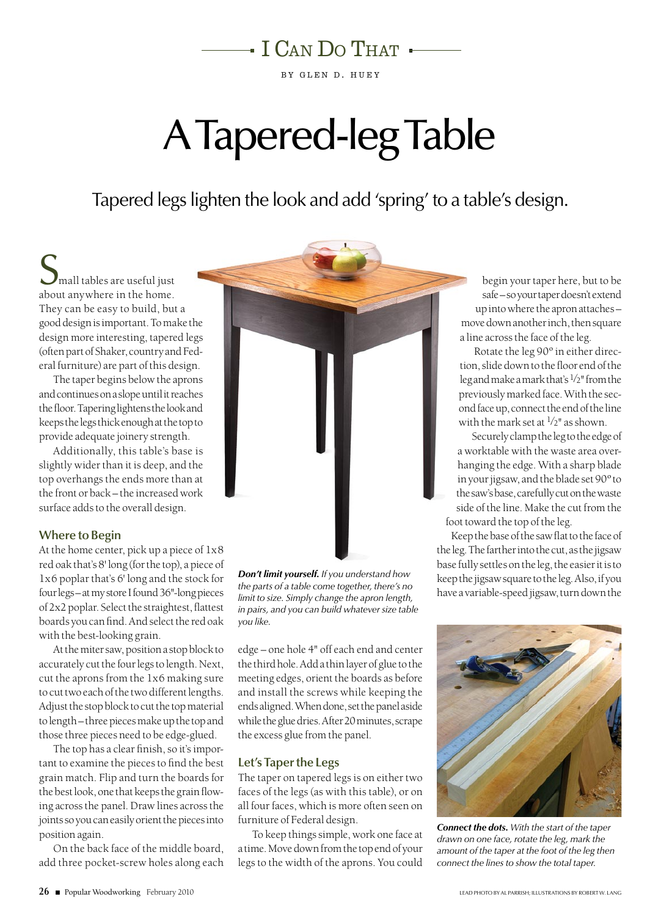I Can Do That

BY GLEN D. HUEY

# A Tapered-leg Table

## Tapered legs lighten the look and add 'spring' to a table's design.

Small tables are useful just about anywhere in the home. They can be easy to build, but a good design is important. To make the design more interesting, tapered legs (often part of Shaker, country and Federal furniture) are part of this design.

The taper begins below the aprons and continues on a slope until it reaches the floor. Tapering lightens the look and keeps the legs thick enough at the top to provide adequate joinery strength.

Additionally, this table's base is slightly wider than it is deep, and the top overhangs the ends more than at the front or back – the increased work surface adds to the overall design.

### Where to Begin

At the home center, pick up a piece of 1x8 red oak that's 8' long (for the top), a piece of 1x6 poplar that's 6' long and the stock for four legs – at my store I found 36"-long pieces of 2x2 poplar. Select the straightest, flattest boards you can find. And select the red oak with the best-looking grain.

At the miter saw, position a stop block to accurately cut the four legs to length. Next, cut the aprons from the 1x6 making sure to cut two each of the two different lengths. Adjust the stop block to cut the top material to length – three pieces make up the top and those three pieces need to be edge-glued.

The top has a clear finish, so it's important to examine the pieces to find the best grain match. Flip and turn the boards for the best look, one that keeps the grain flowing across the panel. Draw lines across the joints so you can easily orient the pieces into position again.

On the back face of the middle board, add three pocket-screw holes along each edge – one hole 4" off each end and center the third hole. Add a thin layer of glue to the meeting edges, orient the boards as before and install the screws while keeping the ends aligned. When done, set the panel aside while the glue dries. After 20 minutes, scrape the excess glue from the panel.

***Don't limit yourself.*** *If you understand how the parts of a table come together, there's no limit to size. Simply change the apron length, in pairs, and you can build whatever size table you like.*

### Let's Taper the Legs

The taper on tapered legs is on either two faces of the legs (as with this table), or on all four faces, which is more often seen on furniture of Federal design.

To keep things simple, work one face at a time. Move down from the top end of your legs to the width of the aprons. You could begin your taper here, but to be safe – so your taper doesn't extend up into where the apron attaches – move down another inch, then square a line across the face of the leg.

Rotate the leg 90° in either direction, slide down to the floor end of the leg and make a mark that's 1/2" from the previously marked face. With the second face up, connect the end of the line with the mark set at 1/2" as shown.

Securely clamp the leg to the edge of a worktable with the waste area overhanging the edge. With a sharp blade in your jigsaw, and the blade set 90° to the saw's base, carefully cut on the waste side of the line. Make the cut from the foot toward the top of the leg.

Keep the base of the saw flat to the face of the leg. The farther into the cut, as the jigsaw base fully settles on the leg, the easier it is to keep the jigsaw square to the leg. Also, if you have a variable-speed jigsaw, turn down the

***Connect the dots.*** *With the start of the taper drawn on one face, rotate the leg, mark the amount of the taper at the foot of the leg then connect the lines to show the total taper.*

LEAD PHOTO BY AL PARRISH; ILLUSTRATIONS BY ROBERT W. LANG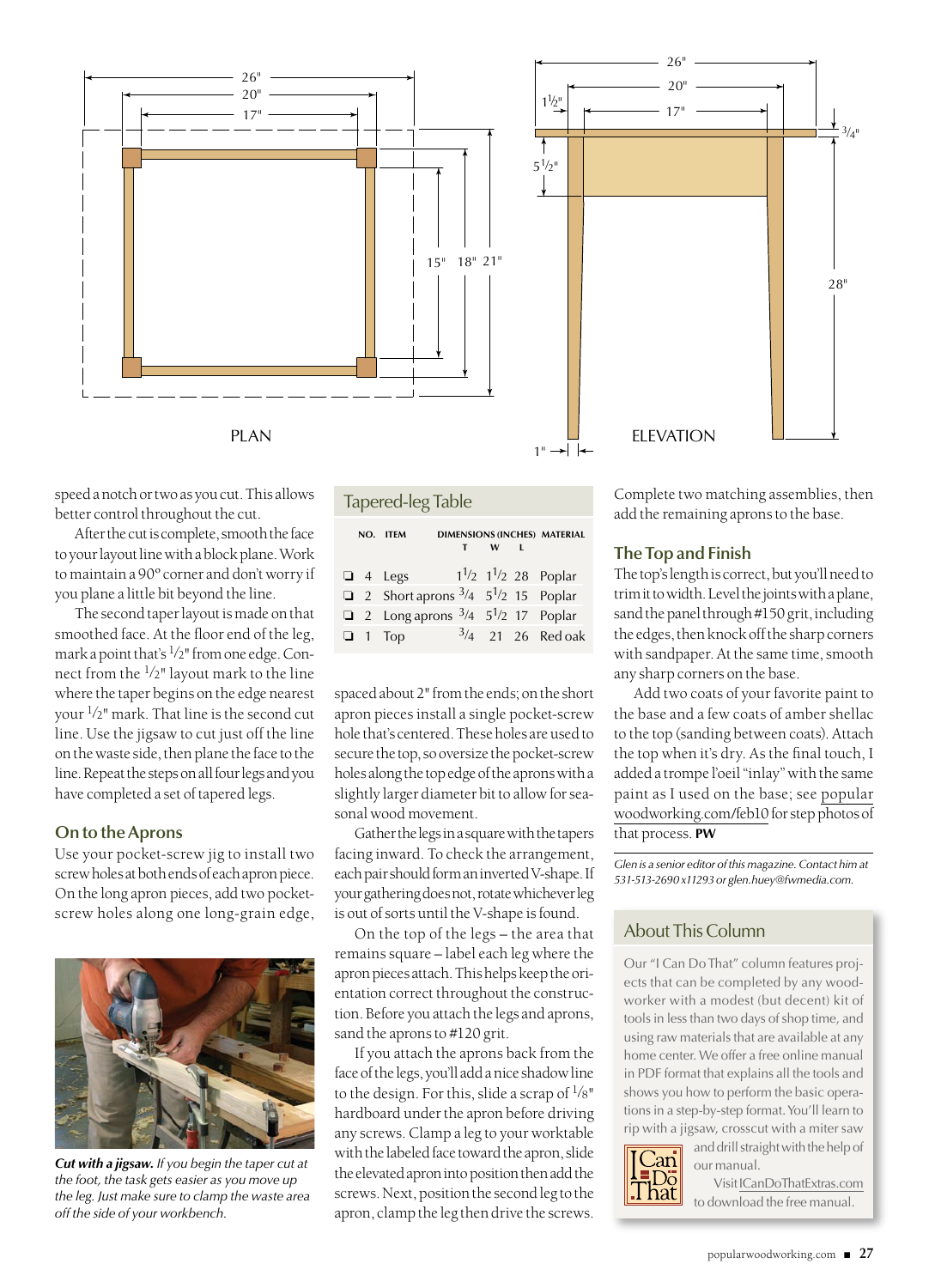PLAN

26"
20"
17"
15"
18"
21"

ELEVATION

26"
20"
17"
$1\frac{1}{2}$"
$5\frac{1}{2}$"
$\frac{3}{4}$"
28"
1"

speed a notch or two as you cut. This allows better control throughout the cut.

After the cut is complete, smooth the face to your layout line with a block plane. Work to maintain a 90° corner and don't worry if you plane a little bit beyond the line.

The second taper layout is made on that smoothed face. At the floor end of the leg, mark a point that's $\frac{1}{2}$" from one edge. Connect from the $\frac{1}{2}$" layout mark to the line where the taper begins on the edge nearest your $\frac{1}{2}$" mark. That line is the second cut line. Use the jigsaw to cut just off the line on the waste side, then plane the face to the line. Repeat the steps on all four legs and you have completed a set of tapered legs.

## On to the Aprons

Use your pocket-screw jig to install two screw holes at both ends of each apron piece. On the long apron pieces, add two pocket-screw holes along one long-grain edge,

***Cut with a jigsaw.*** *If you begin the taper cut at the foot, the task gets easier as you move up the leg. Just make sure to clamp the waste area off the side of your workbench.*

## Tapered-leg Table

| NO. | ITEM | T | W | L | MATERIAL |
|---|---|---|---|---|---|
| ❑ 4 | Legs | $1\frac{1}{2}$ | $1\frac{1}{2}$ | 28 | Poplar |
| ❑ 2 | Short aprons | $\frac{3}{4}$ | $5\frac{1}{2}$ | 15 | Poplar |
| ❑ 2 | Long aprons | $\frac{3}{4}$ | $5\frac{1}{2}$ | 17 | Poplar |
| ❑ 1 | Top | $\frac{3}{4}$ | 21 | 26 | Red oak |

DIMENSIONS (INCHES): T, W, L

spaced about 2" from the ends; on the short apron pieces install a single pocket-screw hole that's centered. These holes are used to secure the top, so oversize the pocket-screw holes along the top edge of the aprons with a slightly larger diameter bit to allow for seasonal wood movement.

Gather the legs in a square with the tapers facing inward. To check the arrangement, each pair should form an inverted V-shape. If your gathering does not, rotate whichever leg is out of sorts until the V-shape is found.

On the top of the legs – the area that remains square – label each leg where the apron pieces attach. This helps keep the orientation correct throughout the construction. Before you attach the legs and aprons, sand the aprons to #120 grit.

If you attach the aprons back from the face of the legs, you'll add a nice shadow line to the design. For this, slide a scrap of $\frac{1}{8}$" hardboard under the apron before driving any screws. Clamp a leg to your worktable with the labeled face toward the apron, slide the elevated apron into position then add the screws. Next, position the second leg to the apron, clamp the leg then drive the screws.

Complete two matching assemblies, then add the remaining aprons to the base.

## The Top and Finish

The top's length is correct, but you'll need to trim it to width. Level the joints with a plane, sand the panel through #150 grit, including the edges, then knock off the sharp corners with sandpaper. At the same time, smooth any sharp corners on the base.

Add two coats of your favorite paint to the base and a few coats of amber shellac to the top (sanding between coats). Attach the top when it's dry. As the final touch, I added a trompe l'oeil "inlay" with the same paint as I used on the base; see popularwoodworking.com/feb10 for step photos of that process. **PW**

*Glen is a senior editor of this magazine. Contact him at 513-531-2690 x11293 or glen.huey@fwmedia.com.*

## About This Column

Our "I Can Do That" column features projects that can be completed by any woodworker with a modest (but decent) kit of tools in less than two days of shop time, and using raw materials that are available at any home center. We offer a free online manual in PDF format that explains all the tools and shows you how to perform the basic operations in a step-by-step format. You'll learn to rip with a jigsaw, crosscut with a miter saw and drill straight with the help of our manual.

I Can Do That

Visit ICanDoThatExtras.com to download the free manual.